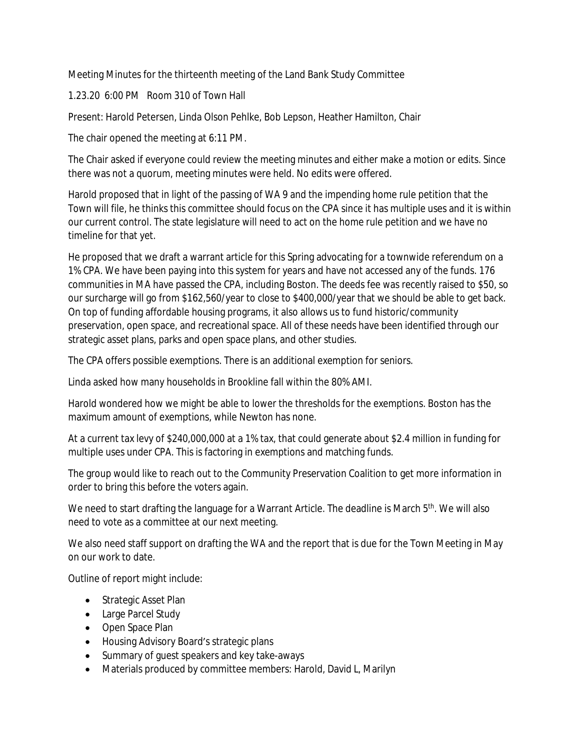Meeting Minutes for the thirteenth meeting of the Land Bank Study Committee

1.23.20 6:00 PM Room 310 of Town Hall

Present: Harold Petersen, Linda Olson Pehlke, Bob Lepson, Heather Hamilton, Chair

The chair opened the meeting at 6:11 PM.

The Chair asked if everyone could review the meeting minutes and either make a motion or edits. Since there was not a quorum, meeting minutes were held. No edits were offered.

Harold proposed that in light of the passing of WA 9 and the impending home rule petition that the Town will file, he thinks this committee should focus on the CPA since it has multiple uses and it is within our current control. The state legislature will need to act on the home rule petition and we have no timeline for that yet.

He proposed that we draft a warrant article for this Spring advocating for a townwide referendum on a 1% CPA. We have been paying into this system for years and have not accessed any of the funds. 176 communities in MA have passed the CPA, including Boston. The deeds fee was recently raised to $50, so our surcharge will go from $162,560/year to close to $400,000/year that we should be able to get back. On top of funding affordable housing programs, it also allows us to fund historic/community preservation, open space, and recreational space. All of these needs have been identified through our strategic asset plans, parks and open space plans, and other studies.

The CPA offers possible exemptions. There is an additional exemption for seniors.

Linda asked how many households in Brookline fall within the 80% AMI.

Harold wondered how we might be able to lower the thresholds for the exemptions. Boston has the maximum amount of exemptions, while Newton has none.

At a current tax levy of $240,000,000 at a 1% tax, that could generate about $2.4 million in funding for multiple uses under CPA. This is factoring in exemptions and matching funds.

The group would like to reach out to the Community Preservation Coalition to get more information in order to bring this before the voters again.

We need to start drafting the language for a Warrant Article. The deadline is March 5th. We will also need to vote as a committee at our next meeting.

We also need staff support on drafting the WA and the report that is due for the Town Meeting in May on our work to date.

Outline of report might include:

- Strategic Asset Plan
- Large Parcel Study
- Open Space Plan
- Housing Advisory Board's strategic plans
- Summary of guest speakers and key take-aways
- Materials produced by committee members: Harold, David L, Marilyn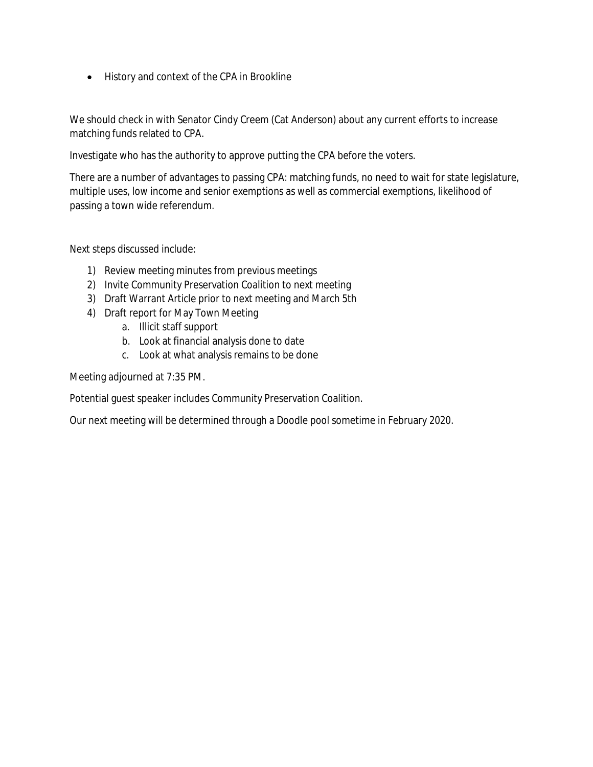- History and context of the CPA in Brookline

We should check in with Senator Cindy Creem (Cat Anderson) about any current efforts to increase matching funds related to CPA.

Investigate who has the authority to approve putting the CPA before the voters.

There are a number of advantages to passing CPA: matching funds, no need to wait for state legislature, multiple uses, low income and senior exemptions as well as commercial exemptions, likelihood of passing a town wide referendum.

Next steps discussed include:

1) Review meeting minutes from previous meetings
2) Invite Community Preservation Coalition to next meeting
3) Draft Warrant Article prior to next meeting and March 5th
4) Draft report for May Town Meeting
   a. Illicit staff support
   b. Look at financial analysis done to date
   c. Look at what analysis remains to be done

Meeting adjourned at 7:35 PM.

Potential guest speaker includes Community Preservation Coalition.

Our next meeting will be determined through a Doodle pool sometime in February 2020.